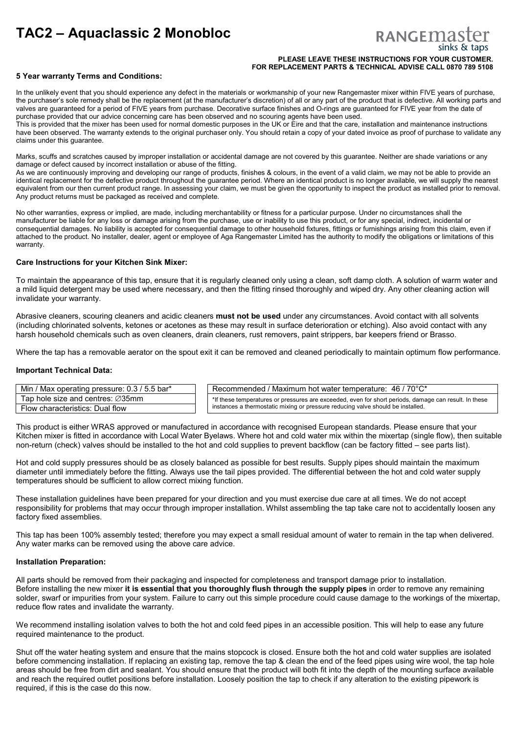# TAC2 – Aquaclassic 2 Monobloc

RANGEMASTER sinks & taps

**PLEASE LEAVE THESE INSTRUCTIONS FOR YOUR CUSTOMER.**
**FOR REPLACEMENT PARTS & TECHNICAL ADVISE CALL 0870 789 5108**

**5 Year warranty Terms and Conditions:**

In the unlikely event that you should experience any defect in the materials or workmanship of your new Rangemaster mixer within FIVE years of purchase, the purchaser's sole remedy shall be the replacement (at the manufacturer's discretion) of all or any part of the product that is defective. All working parts and valves are guaranteed for a period of FIVE years from purchase. Decorative surface finishes and O-rings are guaranteed for FIVE year from the date of purchase provided that our advice concerning care has been observed and no scouring agents have been used.
This is provided that the mixer has been used for normal domestic purposes in the UK or Eire and that the care, installation and maintenance instructions have been observed. The warranty extends to the original purchaser only. You should retain a copy of your dated invoice as proof of purchase to validate any claims under this guarantee.

Marks, scuffs and scratches caused by improper installation or accidental damage are not covered by this guarantee. Neither are shade variations or any damage or defect caused by incorrect installation or abuse of the fitting.
As we are continuously improving and developing our range of products, finishes & colours, in the event of a valid claim, we may not be able to provide an identical replacement for the defective product throughout the guarantee period. Where an identical product is no longer available, we will supply the nearest equivalent from our then current product range. In assessing your claim, we must be given the opportunity to inspect the product as installed prior to removal. Any product returns must be packaged as received and complete.

No other warranties, express or implied, are made, including merchantability or fitness for a particular purpose. Under no circumstances shall the manufacturer be liable for any loss or damage arising from the purchase, use or inability to use this product, or for any special, indirect, incidental or consequential damages. No liability is accepted for consequential damage to other household fixtures, fittings or furnishings arising from this claim, even if attached to the product. No installer, dealer, agent or employee of Aga Rangemaster Limited has the authority to modify the obligations or limitations of this warranty.

**Care Instructions for your Kitchen Sink Mixer:**

To maintain the appearance of this tap, ensure that it is regularly cleaned only using a clean, soft damp cloth. A solution of warm water and a mild liquid detergent may be used where necessary, and then the fitting rinsed thoroughly and wiped dry. Any other cleaning action will invalidate your warranty.

Abrasive cleaners, scouring cleaners and acidic cleaners **must not be used** under any circumstances. Avoid contact with all solvents (including chlorinated solvents, ketones or acetones as these may result in surface deterioration or etching). Also avoid contact with any harsh household chemicals such as oven cleaners, drain cleaners, rust removers, paint strippers, bar keepers friend or Brasso.

Where the tap has a removable aerator on the spout exit it can be removed and cleaned periodically to maintain optimum flow performance.

**Important Technical Data:**

| Min / Max operating pressure: 0.3 / 5.5 bar* |
|---|
| Tap hole size and centres: ∅35mm |
| Flow characteristics: Dual flow |

| Recommended / Maximum hot water temperature: 46 / 70°C* |
|---|
| *If these temperatures or pressures are exceeded, even for short periods, damage can result. In these instances a thermostatic mixing or pressure reducing valve should be installed. |

This product is either WRAS approved or manufactured in accordance with recognised European standards. Please ensure that your Kitchen mixer is fitted in accordance with Local Water Byelaws. Where hot and cold water mix within the mixertap (single flow), then suitable non-return (check) valves should be installed to the hot and cold supplies to prevent backflow (can be factory fitted – see parts list).

Hot and cold supply pressures should be as closely balanced as possible for best results. Supply pipes should maintain the maximum diameter until immediately before the fitting. Always use the tail pipes provided. The differential between the hot and cold water supply temperatures should be sufficient to allow correct mixing function.

These installation guidelines have been prepared for your direction and you must exercise due care at all times. We do not accept responsibility for problems that may occur through improper installation. Whilst assembling the tap take care not to accidentally loosen any factory fixed assemblies.

This tap has been 100% assembly tested; therefore you may expect a small residual amount of water to remain in the tap when delivered. Any water marks can be removed using the above care advice.

**Installation Preparation:**

All parts should be removed from their packaging and inspected for completeness and transport damage prior to installation.
Before installing the new mixer **it is essential that you thoroughly flush through the supply pipes** in order to remove any remaining solder, swarf or impurities from your system. Failure to carry out this simple procedure could cause damage to the workings of the mixertap, reduce flow rates and invalidate the warranty.

We recommend installing isolation valves to both the hot and cold feed pipes in an accessible position. This will help to ease any future required maintenance to the product.

Shut off the water heating system and ensure that the mains stopcock is closed. Ensure both the hot and cold water supplies are isolated before commencing installation. If replacing an existing tap, remove the tap & clean the end of the feed pipes using wire wool, the tap hole areas should be free from dirt and sealant. You should ensure that the product will both fit into the depth of the mounting surface available and reach the required outlet positions before installation. Loosely position the tap to check if any alteration to the existing pipework is required, if this is the case do this now.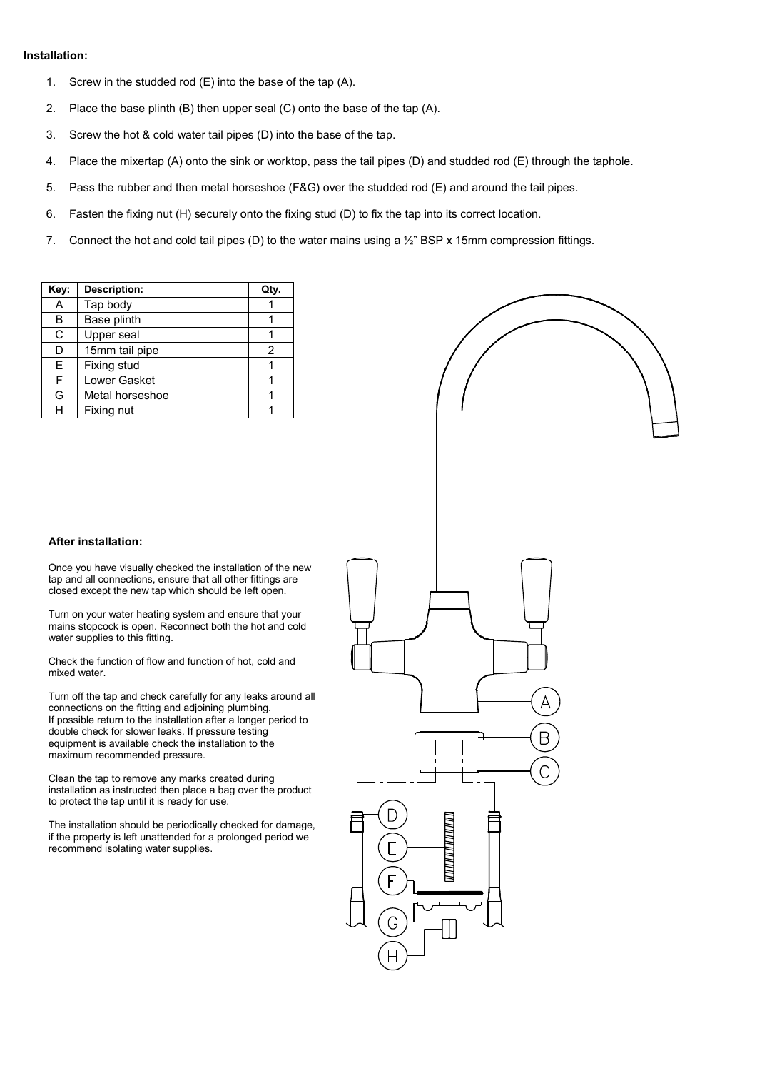**Installation:**

1. Screw in the studded rod (E) into the base of the tap (A).

2. Place the base plinth (B) then upper seal (C) onto the base of the tap (A).

3. Screw the hot & cold water tail pipes (D) into the base of the tap.

4. Place the mixertap (A) onto the sink or worktop, pass the tail pipes (D) and studded rod (E) through the taphole.

5. Pass the rubber and then metal horseshoe (F&G) over the studded rod (E) and around the tail pipes.

6. Fasten the fixing nut (H) securely onto the fixing stud (D) to fix the tap into its correct location.

7. Connect the hot and cold tail pipes (D) to the water mains using a ½" BSP x 15mm compression fittings.

| Key: | Description: | Qty. |
|---|---|---|
| A | Tap body | 1 |
| B | Base plinth | 1 |
| C | Upper seal | 1 |
| D | 15mm tail pipe | 2 |
| E | Fixing stud | 1 |
| F | Lower Gasket | 1 |
| G | Metal horseshoe | 1 |
| H | Fixing nut | 1 |

**After installation:**

Once you have visually checked the installation of the new tap and all connections, ensure that all other fittings are closed except the new tap which should be left open.

Turn on your water heating system and ensure that your mains stopcock is open. Reconnect both the hot and cold water supplies to this fitting.

Check the function of flow and function of hot, cold and mixed water.

Turn off the tap and check carefully for any leaks around all connections on the fitting and adjoining plumbing.
If possible return to the installation after a longer period to double check for slower leaks. If pressure testing equipment is available check the installation to the maximum recommended pressure.

Clean the tap to remove any marks created during installation as instructed then place a bag over the product to protect the tap until it is ready for use.

The installation should be periodically checked for damage, if the property is left unattended for a prolonged period we recommend isolating water supplies.

A
B
C
D
E
F
G
H